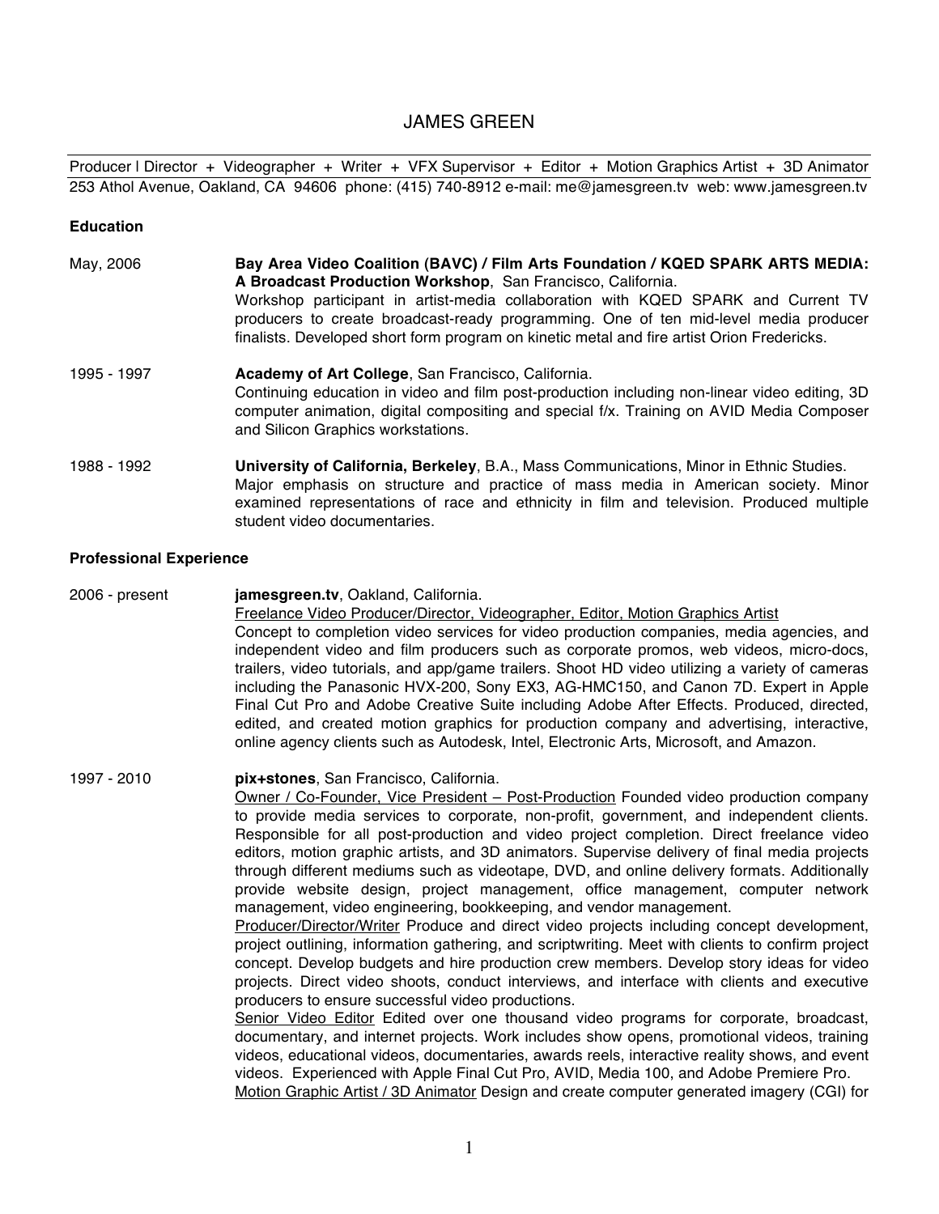# JAMES GREEN

Producer | Director + Videographer + Writer + VFX Supervisor + Editor + Motion Graphics Artist + 3D Animator
253 Athol Avenue, Oakland, CA 94606 phone: (415) 740-8912 e-mail: me@jamesgreen.tv web: www.jamesgreen.tv

## Education

May, 2006 — **Bay Area Video Coalition (BAVC) / Film Arts Foundation / KQED SPARK ARTS MEDIA: A Broadcast Production Workshop**, San Francisco, California.
Workshop participant in artist-media collaboration with KQED SPARK and Current TV producers to create broadcast-ready programming. One of ten mid-level media producer finalists. Developed short form program on kinetic metal and fire artist Orion Fredericks.

1995 - 1997 — **Academy of Art College**, San Francisco, California.
Continuing education in video and film post-production including non-linear video editing, 3D computer animation, digital compositing and special f/x. Training on AVID Media Composer and Silicon Graphics workstations.

1988 - 1992 — **University of California, Berkeley**, B.A., Mass Communications, Minor in Ethnic Studies.
Major emphasis on structure and practice of mass media in American society. Minor examined representations of race and ethnicity in film and television. Produced multiple student video documentaries.

## Professional Experience

2006 - present — **jamesgreen.tv**, Oakland, California.
<u>Freelance Video Producer/Director, Videographer, Editor, Motion Graphics Artist</u>
Concept to completion video services for video production companies, media agencies, and independent video and film producers such as corporate promos, web videos, micro-docs, trailers, video tutorials, and app/game trailers. Shoot HD video utilizing a variety of cameras including the Panasonic HVX-200, Sony EX3, AG-HMC150, and Canon 7D. Expert in Apple Final Cut Pro and Adobe Creative Suite including Adobe After Effects. Produced, directed, edited, and created motion graphics for production company and advertising, interactive, online agency clients such as Autodesk, Intel, Electronic Arts, Microsoft, and Amazon.

1997 - 2010 — **pix+stones**, San Francisco, California.
<u>Owner / Co-Founder, Vice President – Post-Production</u> Founded video production company to provide media services to corporate, non-profit, government, and independent clients. Responsible for all post-production and video project completion. Direct freelance video editors, motion graphic artists, and 3D animators. Supervise delivery of final media projects through different mediums such as videotape, DVD, and online delivery formats. Additionally provide website design, project management, office management, computer network management, video engineering, bookkeeping, and vendor management.
<u>Producer/Director/Writer</u> Produce and direct video projects including concept development, project outlining, information gathering, and scriptwriting. Meet with clients to confirm project concept. Develop budgets and hire production crew members. Develop story ideas for video projects. Direct video shoots, conduct interviews, and interface with clients and executive producers to ensure successful video productions.
<u>Senior Video Editor</u> Edited over one thousand video programs for corporate, broadcast, documentary, and internet projects. Work includes show opens, promotional videos, training videos, educational videos, documentaries, awards reels, interactive reality shows, and event videos. Experienced with Apple Final Cut Pro, AVID, Media 100, and Adobe Premiere Pro.
<u>Motion Graphic Artist / 3D Animator</u> Design and create computer generated imagery (CGI) for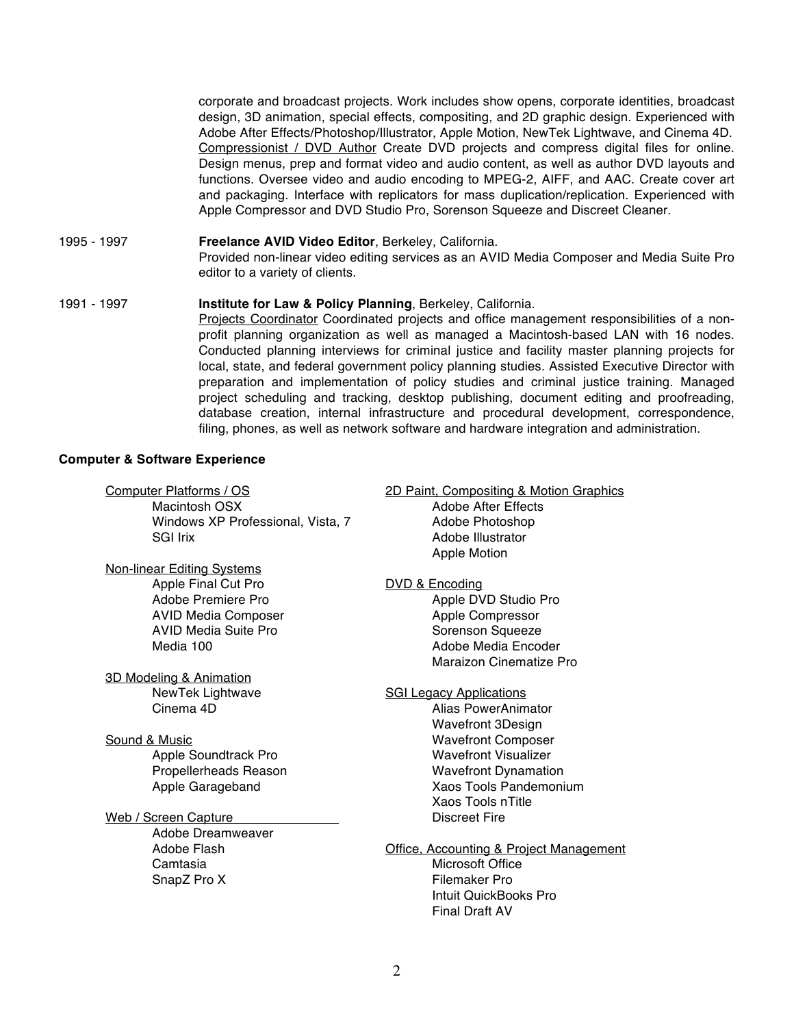corporate and broadcast projects. Work includes show opens, corporate identities, broadcast design, 3D animation, special effects, compositing, and 2D graphic design. Experienced with Adobe After Effects/Photoshop/Illustrator, Apple Motion, NewTek Lightwave, and Cinema 4D. Compressionist / DVD Author Create DVD projects and compress digital files for online. Design menus, prep and format video and audio content, as well as author DVD layouts and functions. Oversee video and audio encoding to MPEG-2, AIFF, and AAC. Create cover art and packaging. Interface with replicators for mass duplication/replication. Experienced with Apple Compressor and DVD Studio Pro, Sorenson Squeeze and Discreet Cleaner.

1995 - 1997 **Freelance AVID Video Editor**, Berkeley, California.
Provided non-linear video editing services as an AVID Media Composer and Media Suite Pro editor to a variety of clients.

1991 - 1997 **Institute for Law & Policy Planning**, Berkeley, California.
Projects Coordinator Coordinated projects and office management responsibilities of a non-profit planning organization as well as managed a Macintosh-based LAN with 16 nodes. Conducted planning interviews for criminal justice and facility master planning projects for local, state, and federal government policy planning studies. Assisted Executive Director with preparation and implementation of policy studies and criminal justice training. Managed project scheduling and tracking, desktop publishing, document editing and proofreading, database creation, internal infrastructure and procedural development, correspondence, filing, phones, as well as network software and hardware integration and administration.

**Computer & Software Experience**

Computer Platforms / OS
- Macintosh OSX
- Windows XP Professional, Vista, 7
- SGI Irix

Non-linear Editing Systems
- Apple Final Cut Pro
- Adobe Premiere Pro
- AVID Media Composer
- AVID Media Suite Pro
- Media 100

3D Modeling & Animation
- NewTek Lightwave
- Cinema 4D

Sound & Music
- Apple Soundtrack Pro
- Propellerheads Reason
- Apple Garageband

Web / Screen Capture
- Adobe Dreamweaver
- Adobe Flash
- Camtasia
- SnapZ Pro X

2D Paint, Compositing & Motion Graphics
- Adobe After Effects
- Adobe Photoshop
- Adobe Illustrator
- Apple Motion

DVD & Encoding
- Apple DVD Studio Pro
- Apple Compressor
- Sorenson Squeeze
- Adobe Media Encoder
- Maraizon Cinematize Pro

SGI Legacy Applications
- Alias PowerAnimator
- Wavefront 3Design
- Wavefront Composer
- Wavefront Visualizer
- Wavefront Dynamation
- Xaos Tools Pandemonium
- Xaos Tools nTitle
- Discreet Fire

Office, Accounting & Project Management
- Microsoft Office
- Filemaker Pro
- Intuit QuickBooks Pro
- Final Draft AV